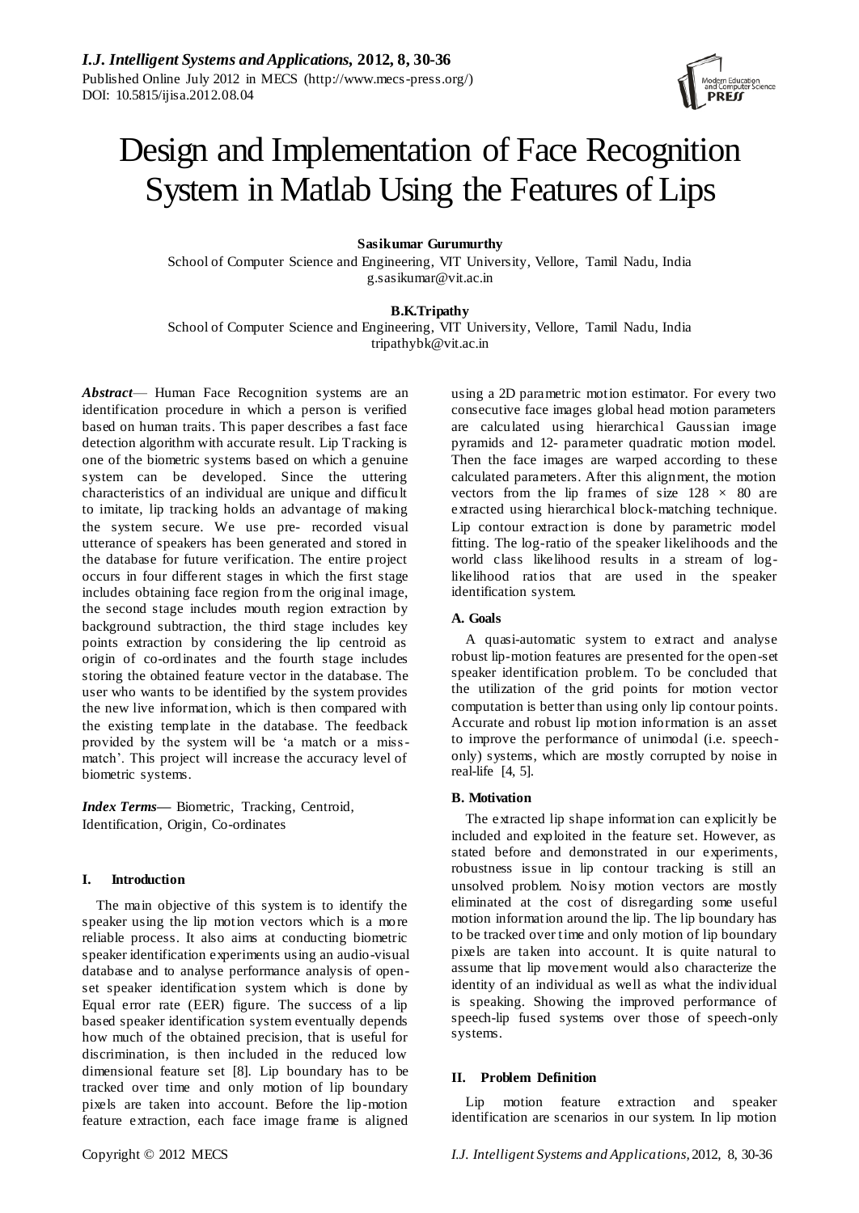# Design and Implementation of Face Recognition System in Matlab Using the Features of Lips

**Sasikumar Gurumurthy**

School of Computer Science and Engineering, VIT University, Vellore, Tamil Nadu, India
g.sasikumar@vit.ac.in

**B.K.Tripathy**

School of Computer Science and Engineering, VIT University, Vellore, Tamil Nadu, India
tripathybk@vit.ac.in

***Abstract*** — Human Face Recognition systems are an identification procedure in which a person is verified based on human traits. This paper describes a fast face detection algorithm with accurate result. Lip Tracking is one of the biometric systems based on which a genuine system can be developed. Since the uttering characteristics of an individual are unique and difficult to imitate, lip tracking holds an advantage of making the system secure. We use pre- recorded visual utterance of speakers has been generated and stored in the database for future verification. The entire project occurs in four different stages in which the first stage includes obtaining face region from the original image, the second stage includes mouth region extraction by background subtraction, the third stage includes key points extraction by considering the lip centroid as origin of co-ordinates and the fourth stage includes storing the obtained feature vector in the database. The user who wants to be identified by the system provides the new live information, which is then compared with the existing template in the database. The feedback provided by the system will be 'a match or a miss-match'. This project will increase the accuracy level of biometric systems.

***Index Terms*—** Biometric, Tracking, Centroid, Identification, Origin, Co-ordinates

## I. Introduction

The main objective of this system is to identify the speaker using the lip motion vectors which is a more reliable process. It also aims at conducting biometric speaker identification experiments using an audio-visual database and to analyse performance analysis of open-set speaker identification system which is done by Equal error rate (EER) figure. The success of a lip based speaker identification system eventually depends how much of the obtained precision, that is useful for discrimination, is then included in the reduced low dimensional feature set [8]. Lip boundary has to be tracked over time and only motion of lip boundary pixels are taken into account. Before the lip-motion feature extraction, each face image frame is aligned using a 2D parametric motion estimator. For every two consecutive face images global head motion parameters are calculated using hierarchical Gaussian image pyramids and 12- parameter quadratic motion model. Then the face images are warped according to these calculated parameters. After this alignment, the motion vectors from the lip frames of size $128 \times 80$ are extracted using hierarchical block-matching technique. Lip contour extraction is done by parametric model fitting. The log-ratio of the speaker likelihoods and the world class likelihood results in a stream of log-likelihood ratios that are used in the speaker identification system.

### A. Goals

A quasi-automatic system to extract and analyse robust lip-motion features are presented for the open-set speaker identification problem. To be concluded that the utilization of the grid points for motion vector computation is better than using only lip contour points. Accurate and robust lip motion information is an asset to improve the performance of unimodal (i.e. speech-only) systems, which are mostly corrupted by noise in real-life [4, 5].

### B. Motivation

The extracted lip shape information can explicitly be included and exploited in the feature set. However, as stated before and demonstrated in our experiments, robustness issue in lip contour tracking is still an unsolved problem. Noisy motion vectors are mostly eliminated at the cost of disregarding some useful motion information around the lip. The lip boundary has to be tracked over time and only motion of lip boundary pixels are taken into account. It is quite natural to assume that lip movement would also characterize the identity of an individual as well as what the individual is speaking. Showing the improved performance of speech-lip fused systems over those of speech-only systems.

## II. Problem Definition

Lip motion feature extraction and speaker identification are scenarios in our system. In lip motion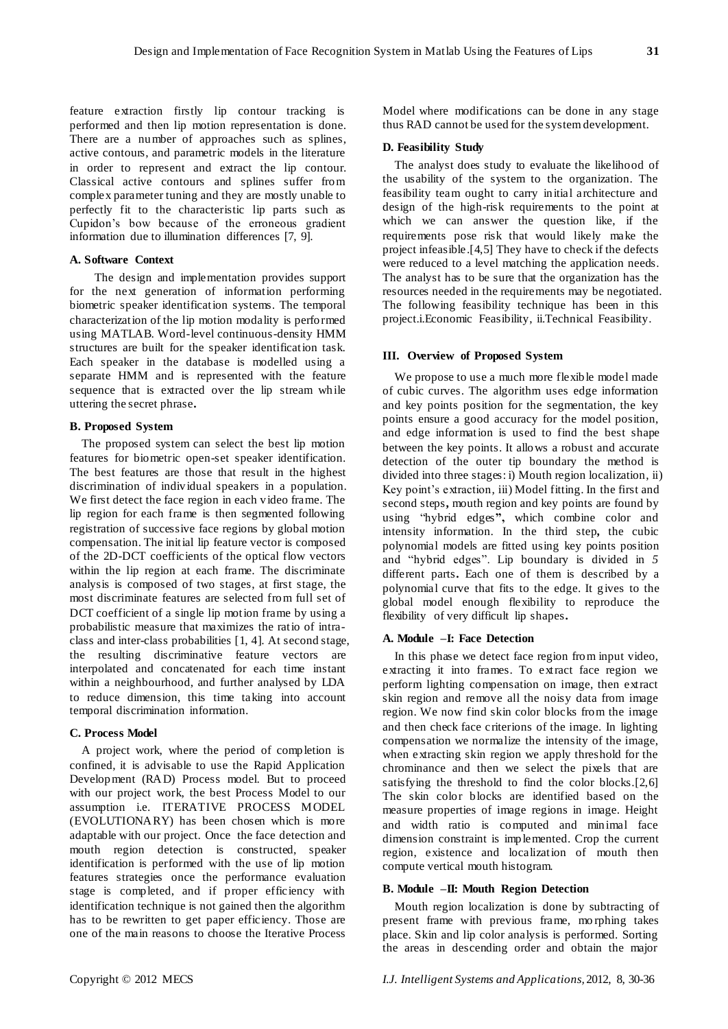feature extraction firstly lip contour tracking is performed and then lip motion representation is done. There are a number of approaches such as splines, active contours, and parametric models in the literature in order to represent and extract the lip contour. Classical active contours and splines suffer from complex parameter tuning and they are mostly unable to perfectly fit to the characteristic lip parts such as Cupidon's bow because of the erroneous gradient information due to illumination differences [7, 9].

### A. Software Context

The design and implementation provides support for the next generation of information performing biometric speaker identification systems. The temporal characterization of the lip motion modality is performed using MATLAB. Word-level continuous-density HMM structures are built for the speaker identification task. Each speaker in the database is modelled using a separate HMM and is represented with the feature sequence that is extracted over the lip stream while uttering the secret phrase**.**

### B. Proposed System

The proposed system can select the best lip motion features for biometric open-set speaker identification. The best features are those that result in the highest discrimination of individual speakers in a population. We first detect the face region in each video frame. The lip region for each frame is then segmented following registration of successive face regions by global motion compensation. The initial lip feature vector is composed of the 2D-DCT coefficients of the optical flow vectors within the lip region at each frame. The discriminate analysis is composed of two stages, at first stage, the most discriminate features are selected from full set of DCT coefficient of a single lip motion frame by using a probabilistic measure that maximizes the ratio of intra-class and inter-class probabilities [1, 4]. At second stage, the resulting discriminative feature vectors are interpolated and concatenated for each time instant within a neighbourhood, and further analysed by LDA to reduce dimension, this time taking into account temporal discrimination information.

### C. Process Model

A project work, where the period of completion is confined, it is advisable to use the Rapid Application Development (RAD) Process model. But to proceed with our project work, the best Process Model to our assumption i.e. ITERATIVE PROCESS MODEL (EVOLUTIONARY) has been chosen which is more adaptable with our project. Once the face detection and mouth region detection is constructed, speaker identification is performed with the use of lip motion features strategies once the performance evaluation stage is completed, and if proper efficiency with identification technique is not gained then the algorithm has to be rewritten to get paper efficiency. Those are one of the main reasons to choose the Iterative Process Model where modifications can be done in any stage thus RAD cannot be used for the system development.

### D. Feasibility Study

The analyst does study to evaluate the likelihood of the usability of the system to the organization. The feasibility team ought to carry initial architecture and design of the high-risk requirements to the point at which we can answer the question like, if the requirements pose risk that would likely make the project infeasible.[4,5] They have to check if the defects were reduced to a level matching the application needs. The analyst has to be sure that the organization has the resources needed in the requirements may be negotiated. The following feasibility technique has been in this project.i.Economic Feasibility, ii.Technical Feasibility.

## III. Overview of Proposed System

We propose to use a much more flexible model made of cubic curves. The algorithm uses edge information and key points position for the segmentation, the key points ensure a good accuracy for the model position, and edge information is used to find the best shape between the key points. It allows a robust and accurate detection of the outer tip boundary the method is divided into three stages: i) Mouth region localization, ii) Key point's extraction, iii) Model fitting. In the first and second steps**,** mouth region and key points are found by using "hybrid edges**"**, which combine color and intensity information. In the third step**,** the cubic polynomial models are fitted using key points position and "hybrid edges". Lip boundary is divided in *5* different parts**.** Each one of them is described by a polynomial curve that fits to the edge. It gives to the global model enough flexibility to reproduce the flexibility of very difficult lip shapes**.**

### A. Module –I: Face Detection

In this phase we detect face region from input video, extracting it into frames. To extract face region we perform lighting compensation on image, then extract skin region and remove all the noisy data from image region. We now find skin color blocks from the image and then check face criterions of the image. In lighting compensation we normalize the intensity of the image, when extracting skin region we apply threshold for the chrominance and then we select the pixels that are satisfying the threshold to find the color blocks.[2,6] The skin color blocks are identified based on the measure properties of image regions in image. Height and width ratio is computed and minimal face dimension constraint is implemented. Crop the current region, existence and localization of mouth then compute vertical mouth histogram.

### B. Module –II: Mouth Region Detection

Mouth region localization is done by subtracting of present frame with previous frame, morphing takes place. Skin and lip color analysis is performed. Sorting the areas in descending order and obtain the major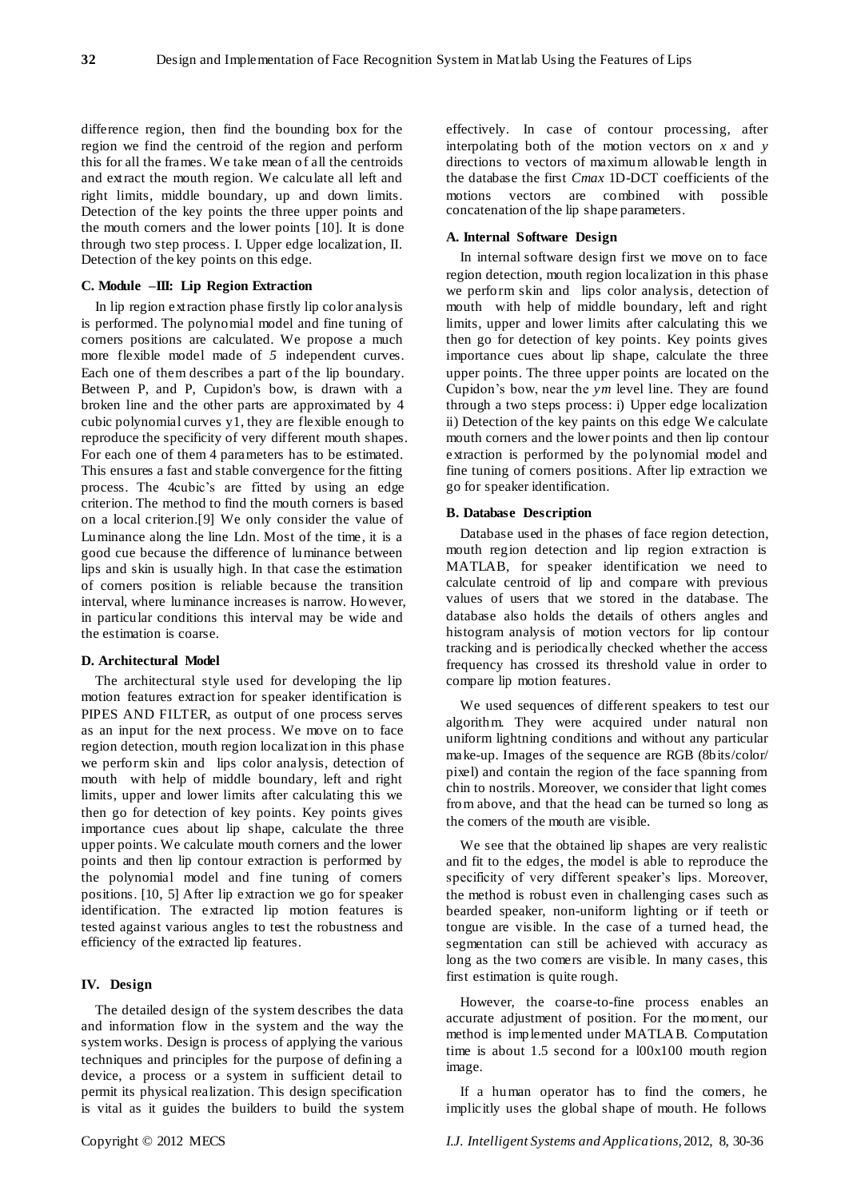difference region, then find the bounding box for the region we find the centroid of the region and perform this for all the frames. We take mean of all the centroids and extract the mouth region. We calculate all left and right limits, middle boundary, up and down limits. Detection of the key points the three upper points and the mouth corners and the lower points [10]. It is done through two step process. I. Upper edge localization, II. Detection of the key points on this edge.

### C. Module –III: Lip Region Extraction

In lip region extraction phase firstly lip color analysis is performed. The polynomial model and fine tuning of corners positions are calculated. We propose a much more flexible model made of *5* independent curves. Each one of them describes a part of the lip boundary. Between P, and P, Cupidon's bow, is drawn with a broken line and the other parts are approximated by 4 cubic polynomial curves y1, they are flexible enough to reproduce the specificity of very different mouth shapes. For each one of them 4 parameters has to be estimated. This ensures a fast and stable convergence for the fitting process. The 4cubic's are fitted by using an edge criterion. The method to find the mouth corners is based on a local criterion.[9] We only consider the value of Luminance along the line Ldn. Most of the time, it is a good cue because the difference of luminance between lips and skin is usually high. In that case the estimation of corners position is reliable because the transition interval, where luminance increases is narrow. However, in particular conditions this interval may be wide and the estimation is coarse.

### D. Architectural Model

The architectural style used for developing the lip motion features extraction for speaker identification is PIPES AND FILTER, as output of one process serves as an input for the next process. We move on to face region detection, mouth region localization in this phase we perform skin and lips color analysis, detection of mouth with help of middle boundary, left and right limits, upper and lower limits after calculating this we then go for detection of key points. Key points gives importance cues about lip shape, calculate the three upper points. We calculate mouth corners and the lower points and then lip contour extraction is performed by the polynomial model and fine tuning of corners positions. [10, 5] After lip extraction we go for speaker identification. The extracted lip motion features is tested against various angles to test the robustness and efficiency of the extracted lip features.

## IV. Design

The detailed design of the system describes the data and information flow in the system and the way the system works. Design is process of applying the various techniques and principles for the purpose of defining a device, a process or a system in sufficient detail to permit its physical realization. This design specification is vital as it guides the builders to build the system effectively. In case of contour processing, after interpolating both of the motion vectors on $x$ and $y$ directions to vectors of maximum allowable length in the database the first $Cmax$ 1D-DCT coefficients of the motions vectors are combined with possible concatenation of the lip shape parameters.

### A. Internal Software Design

In internal software design first we move on to face region detection, mouth region localization in this phase we perform skin and lips color analysis, detection of mouth with help of middle boundary, left and right limits, upper and lower limits after calculating this we then go for detection of key points. Key points gives importance cues about lip shape, calculate the three upper points. The three upper points are located on the Cupidon's bow, near the $ym$ level line. They are found through a two steps process: i) Upper edge localization ii) Detection of the key paints on this edge We calculate mouth corners and the lower points and then lip contour extraction is performed by the polynomial model and fine tuning of corners positions. After lip extraction we go for speaker identification.

### B. Database Description

Database used in the phases of face region detection, mouth region detection and lip region extraction is MATLAB, for speaker identification we need to calculate centroid of lip and compare with previous values of users that we stored in the database. The database also holds the details of others angles and histogram analysis of motion vectors for lip contour tracking and is periodically checked whether the access frequency has crossed its threshold value in order to compare lip motion features.

We used sequences of different speakers to test our algorithm. They were acquired under natural non uniform lightning conditions and without any particular make-up. Images of the sequence are RGB (8bits/color/pixel) and contain the region of the face spanning from chin to nostrils. Moreover, we consider that light comes from above, and that the head can be turned so long as the corners of the mouth are visible.

We see that the obtained lip shapes are very realistic and fit to the edges, the model is able to reproduce the specificity of very different speaker's lips. Moreover, the method is robust even in challenging cases such as bearded speaker, non-uniform lighting or if teeth or tongue are visible. In the case of a turned head, the segmentation can still be achieved with accuracy as long as the two corners are visible. In many cases, this first estimation is quite rough.

However, the coarse-to-fine process enables an accurate adjustment of position. For the moment, our method is implemented under MATLAB. Computation time is about 1.5 second for a l00x100 mouth region image.

If a human operator has to find the corners, he implicitly uses the global shape of mouth. He follows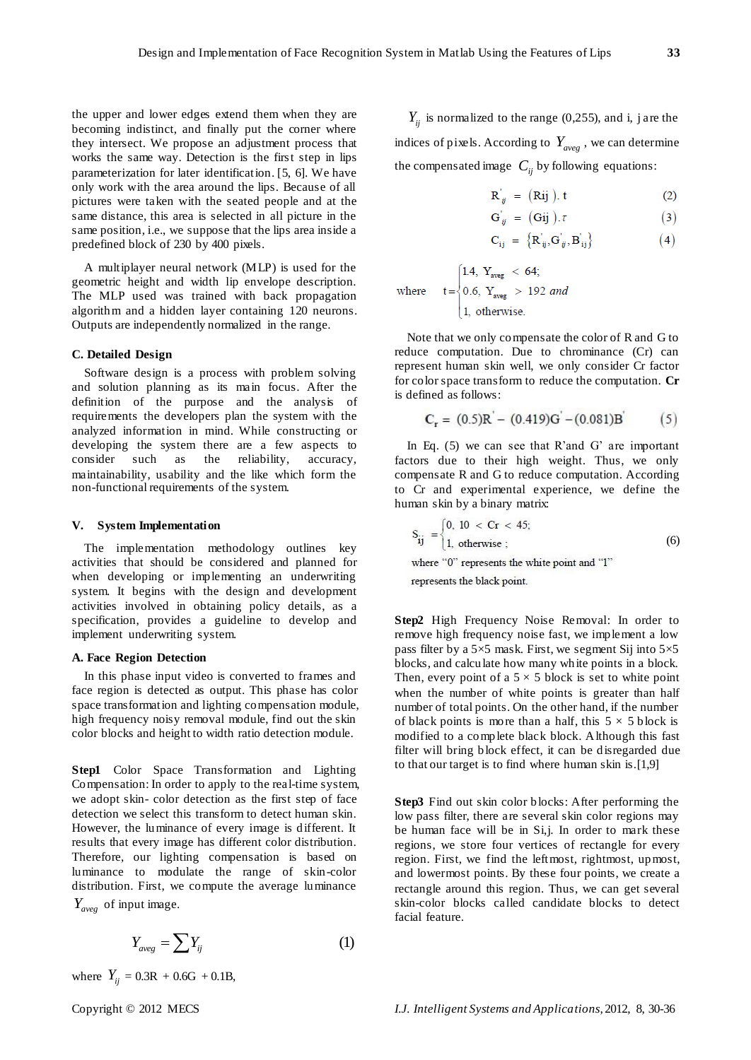the upper and lower edges extend them when they are becoming indistinct, and finally put the corner where they intersect. We propose an adjustment process that works the same way. Detection is the first step in lips parameterization for later identification. [5, 6]. We have only work with the area around the lips. Because of all pictures were taken with the seated people and at the same distance, this area is selected in all picture in the same position, i.e., we suppose that the lips area inside a predefined block of 230 by 400 pixels.

A multiplayer neural network (MLP) is used for the geometric height and width lip envelope description. The MLP used was trained with back propagation algorithm and a hidden layer containing 120 neurons. Outputs are independently normalized in the range.

### C. Detailed Design

Software design is a process with problem solving and solution planning as its main focus. After the definition of the purpose and the analysis of requirements the developers plan the system with the analyzed information in mind. While constructing or developing the system there are a few aspects to consider such as the reliability, accuracy, maintainability, usability and the like which form the non-functional requirements of the system.

## V. System Implementation

The implementation methodology outlines key activities that should be considered and planned for when developing or implementing an underwriting system. It begins with the design and development activities involved in obtaining policy details, as a specification, provides a guideline to develop and implement underwriting system.

### A. Face Region Detection

In this phase input video is converted to frames and face region is detected as output. This phase has color space transformation and lighting compensation module, high frequency noisy removal module, find out the skin color blocks and height to width ratio detection module.

**Step1** Color Space Transformation and Lighting Compensation: In order to apply to the real-time system, we adopt skin- color detection as the first step of face detection we select this transform to detect human skin. However, the luminance of every image is different. It results that every image has different color distribution. Therefore, our lighting compensation is based on luminance to modulate the range of skin-color distribution. First, we compute the average luminance $Y_{aveg}$ of input image.

$$Y_{aveg} = \sum Y_{ij} \tag{1}$$

where $Y_{ij} = 0.3R + 0.6G + 0.1B$,

$Y_{ij}$ is normalized to the range (0,255), and i, j are the indices of pixels. According to $Y_{aveg}$, we can determine the compensated image $C_{ij}$ by following equations:

$$R'_{ij} = (Rij).t \tag{2}$$

$$G'_{ij} = (Gij).\tau \tag{3}$$

$$C_{ij} = \{R'_{ij}, G'_{ij}, B'_{ij}\} \tag{4}$$

where
$$t = \begin{cases} 1.4, & Y_{aveg} < 64; \\ 0.6, & Y_{aveg} > 192 \text{ and} \\ 1, & \text{otherwise.} \end{cases}$$

Note that we only compensate the color of R and G to reduce computation. Due to chrominance (Cr) can represent human skin well, we only consider Cr factor for color space transform to reduce the computation. **Cr** is defined as follows:

$$C_r = (0.5)R' - (0.419)G' - (0.081)B' \tag{5}$$

In Eq. (5) we can see that R'and G' are important factors due to their high weight. Thus, we only compensate R and G to reduce computation. According to Cr and experimental experience, we define the human skin by a binary matrix:

$$S_{ij} = \begin{cases} 0, & 10 < Cr < 45; \\ 1, & \text{otherwise}; \end{cases} \tag{6}$$

where "0" represents the white point and "1" represents the black point.

**Step2** High Frequency Noise Removal: In order to remove high frequency noise fast, we implement a low pass filter by a 5×5 mask. First, we segment Sij into 5×5 blocks, and calculate how many white points in a block. Then, every point of a 5 × 5 block is set to white point when the number of white points is greater than half number of total points. On the other hand, if the number of black points is more than a half, this 5 × 5 block is modified to a complete black block. Although this fast filter will bring block effect, it can be disregarded due to that our target is to find where human skin is.[1,9]

**Step3** Find out skin color blocks: After performing the low pass filter, there are several skin color regions may be human face will be in Si,j. In order to mark these regions, we store four vertices of rectangle for every region. First, we find the leftmost, rightmost, upmost, and lowermost points. By these four points, we create a rectangle around this region. Thus, we can get several skin-color blocks called candidate blocks to detect facial feature.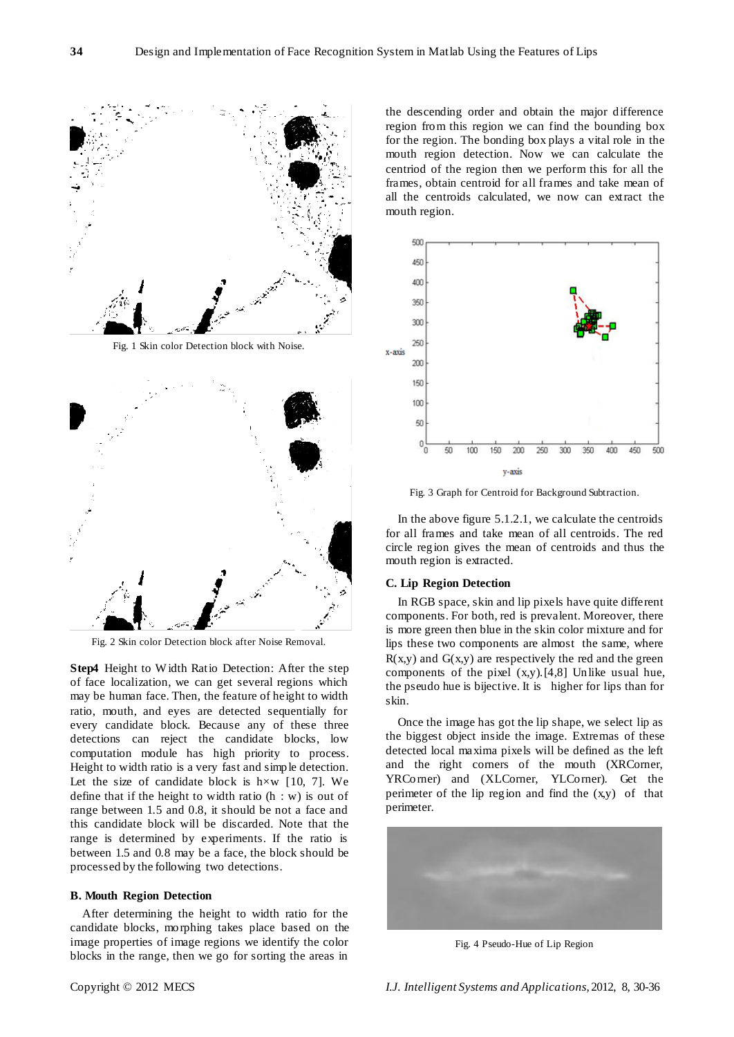Fig. 1 Skin color Detection block with Noise.

Fig. 2 Skin color Detection block after Noise Removal.

**Step4** Height to Width Ratio Detection: After the step of face localization, we can get several regions which may be human face. Then, the feature of height to width ratio, mouth, and eyes are detected sequentially for every candidate block. Because any of these three detections can reject the candidate blocks, low computation module has high priority to process. Height to width ratio is a very fast and simple detection. Let the size of candidate block is h×w [10, 7]. We define that if the height to width ratio (h : w) is out of range between 1.5 and 0.8, it should be not a face and this candidate block will be discarded. Note that the range is determined by experiments. If the ratio is between 1.5 and 0.8 may be a face, the block should be processed by the following two detections.

### B. Mouth Region Detection

After determining the height to width ratio for the candidate blocks, morphing takes place based on the image properties of image regions we identify the color blocks in the range, then we go for sorting the areas in the descending order and obtain the major difference region from this region we can find the bounding box for the region. The bonding box plays a vital role in the mouth region detection. Now we can calculate the centriod of the region then we perform this for all the frames, obtain centroid for all frames and take mean of all the centroids calculated, we now can extract the mouth region.

Fig. 3 Graph for Centroid for Background Subtraction.

In the above figure 5.1.2.1, we calculate the centroids for all frames and take mean of all centroids. The red circle region gives the mean of centroids and thus the mouth region is extracted.

### C. Lip Region Detection

In RGB space, skin and lip pixels have quite different components. For both, red is prevalent. Moreover, there is more green then blue in the skin color mixture and for lips these two components are almost the same, where R(x,y) and G(x,y) are respectively the red and the green components of the pixel (x,y).[4,8] Unlike usual hue, the pseudo hue is bijective. It is higher for lips than for skin.

Once the image has got the lip shape, we select lip as the biggest object inside the image. Extremas of these detected local maxima pixels will be defined as the left and the right corners of the mouth (XRCorner, YRCorner) and (XLCorner, YLCorner). Get the perimeter of the lip region and find the (x,y) of that perimeter.

Fig. 4 Pseudo-Hue of Lip Region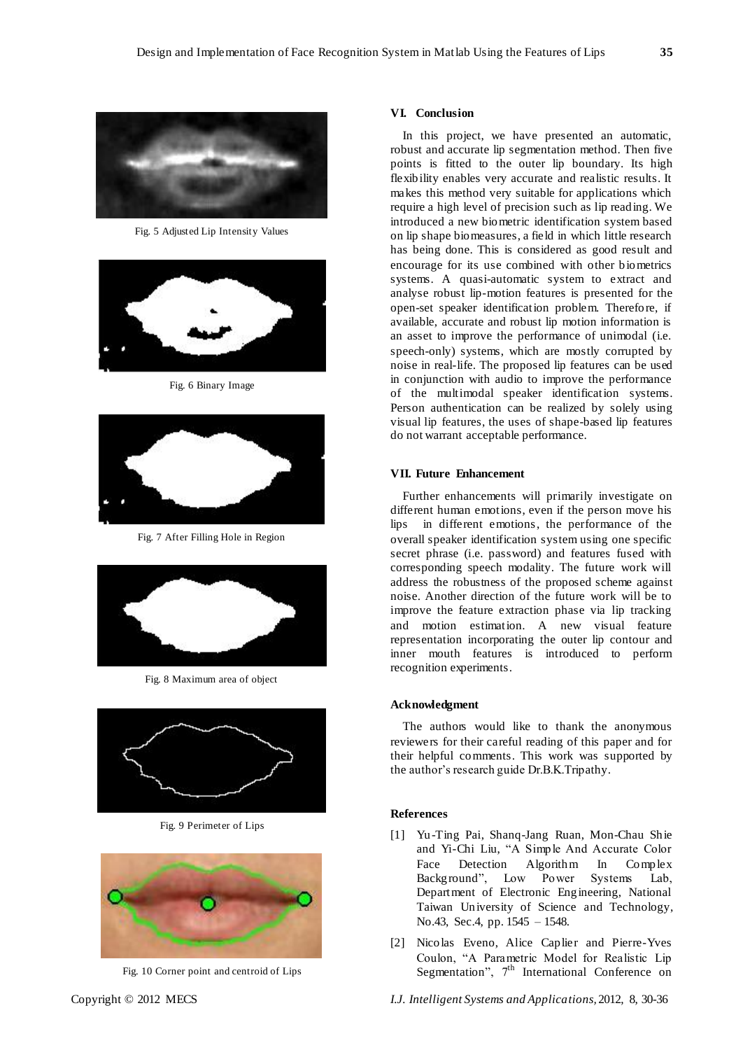Fig. 5 Adjusted Lip Intensity Values

Fig. 6 Binary Image

Fig. 7 After Filling Hole in Region

Fig. 8 Maximum area of object

Fig. 9 Perimeter of Lips

Fig. 10 Corner point and centroid of Lips

## VI. Conclusion

In this project, we have presented an automatic, robust and accurate lip segmentation method. Then five points is fitted to the outer lip boundary. Its high flexibility enables very accurate and realistic results. It makes this method very suitable for applications which require a high level of precision such as lip reading. We introduced a new biometric identification system based on lip shape biomeasures, a field in which little research has being done. This is considered as good result and encourage for its use combined with other biometrics systems. A quasi-automatic system to extract and analyse robust lip-motion features is presented for the open-set speaker identification problem. Therefore, if available, accurate and robust lip motion information is an asset to improve the performance of unimodal (i.e. speech-only) systems, which are mostly corrupted by noise in real-life. The proposed lip features can be used in conjunction with audio to improve the performance of the multimodal speaker identification systems. Person authentication can be realized by solely using visual lip features, the uses of shape-based lip features do not warrant acceptable performance.

## VII. Future Enhancement

Further enhancements will primarily investigate on different human emotions, even if the person move his lips in different emotions, the performance of the overall speaker identification system using one specific secret phrase (i.e. password) and features fused with corresponding speech modality. The future work will address the robustness of the proposed scheme against noise. Another direction of the future work will be to improve the feature extraction phase via lip tracking and motion estimation. A new visual feature representation incorporating the outer lip contour and inner mouth features is introduced to perform recognition experiments.

## Acknowledgment

The authors would like to thank the anonymous reviewers for their careful reading of this paper and for their helpful comments. This work was supported by the author's research guide Dr.B.K.Tripathy.

## References

[1] Yu-Ting Pai, Shanq-Jang Ruan, Mon-Chau Shie and Yi-Chi Liu, "A Simple And Accurate Color Face Detection Algorithm In Complex Background", Low Power Systems Lab, Department of Electronic Engineering, National Taiwan University of Science and Technology, No.43, Sec.4, pp. 1545 – 1548.

[2] Nicolas Eveno, Alice Caplier and Pierre-Yves Coulon, "A Parametric Model for Realistic Lip Segmentation", 7th International Conference on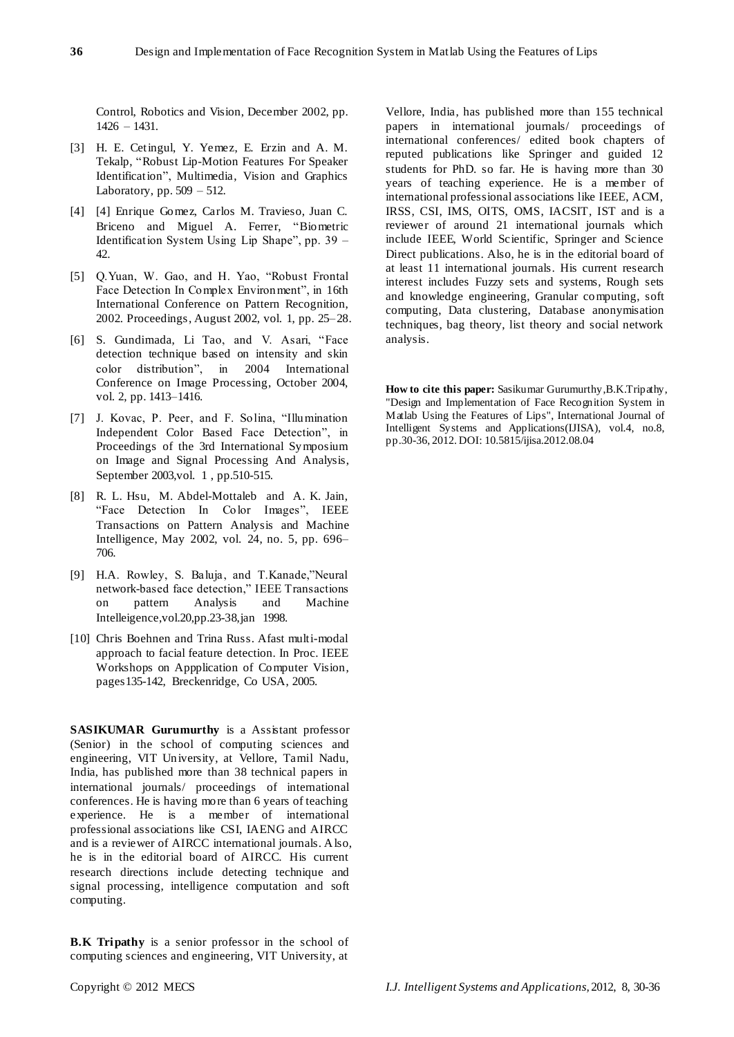Control, Robotics and Vision, December 2002, pp. 1426 – 1431.

[3] H. E. Cetingul, Y. Yemez, E. Erzin and A. M. Tekalp, "Robust Lip-Motion Features For Speaker Identification", Multimedia, Vision and Graphics Laboratory, pp. 509 – 512.

[4] [4] Enrique Gomez, Carlos M. Travieso, Juan C. Briceno and Miguel A. Ferrer, "Biometric Identification System Using Lip Shape", pp. 39 – 42.

[5] Q.Yuan, W. Gao, and H. Yao, "Robust Frontal Face Detection In Complex Environment", in 16th International Conference on Pattern Recognition, 2002. Proceedings, August 2002, vol. 1, pp. 25–28.

[6] S. Gundimada, Li Tao, and V. Asari, "Face detection technique based on intensity and skin color distribution", in 2004 International Conference on Image Processing, October 2004, vol. 2, pp. 1413–1416.

[7] J. Kovac, P. Peer, and F. Solina, "Illumination Independent Color Based Face Detection", in Proceedings of the 3rd International Symposium on Image and Signal Processing And Analysis, September 2003,vol. 1 , pp.510-515.

[8] R. L. Hsu, M. Abdel-Mottaleb and A. K. Jain, "Face Detection In Color Images", IEEE Transactions on Pattern Analysis and Machine Intelligence, May 2002, vol. 24, no. 5, pp. 696–706.

[9] H.A. Rowley, S. Baluja, and T.Kanade,"Neural network-based face detection," IEEE Transactions on pattern Analysis and Machine Intelleigence,vol.20,pp.23-38,jan 1998.

[10] Chris Boehnen and Trina Russ. Afast multi-modal approach to facial feature detection. In Proc. IEEE Workshops on Appplication of Computer Vision, pages135-142, Breckenridge, Co USA, 2005.

**SASIKUMAR Gurumurthy** is a Assistant professor (Senior) in the school of computing sciences and engineering, VIT University, at Vellore, Tamil Nadu, India, has published more than 38 technical papers in international journals/ proceedings of international conferences. He is having more than 6 years of teaching experience. He is a member of international professional associations like CSI, IAENG and AIRCC and is a reviewer of AIRCC international journals. Also, he is in the editorial board of AIRCC. His current research directions include detecting technique and signal processing, intelligence computation and soft computing.

**B.K Tripathy** is a senior professor in the school of computing sciences and engineering, VIT University, at Vellore, India, has published more than 155 technical papers in international journals/ proceedings of international conferences/ edited book chapters of reputed publications like Springer and guided 12 students for PhD. so far. He is having more than 30 years of teaching experience. He is a member of international professional associations like IEEE, ACM, IRSS, CSI, IMS, OITS, OMS, IACSIT, IST and is a reviewer of around 21 international journals which include IEEE, World Scientific, Springer and Science Direct publications. Also, he is in the editorial board of at least 11 international journals. His current research interest includes Fuzzy sets and systems, Rough sets and knowledge engineering, Granular computing, soft computing, Data clustering, Database anonymisation techniques, bag theory, list theory and social network analysis.

**How to cite this paper:** Sasikumar Gurumurthy,B.K.Tripathy, "Design and Implementation of Face Recognition System in Matlab Using the Features of Lips", International Journal of Intelligent Systems and Applications(IJISA), vol.4, no.8, pp.30-36, 2012. DOI: 10.5815/ijisa.2012.08.04